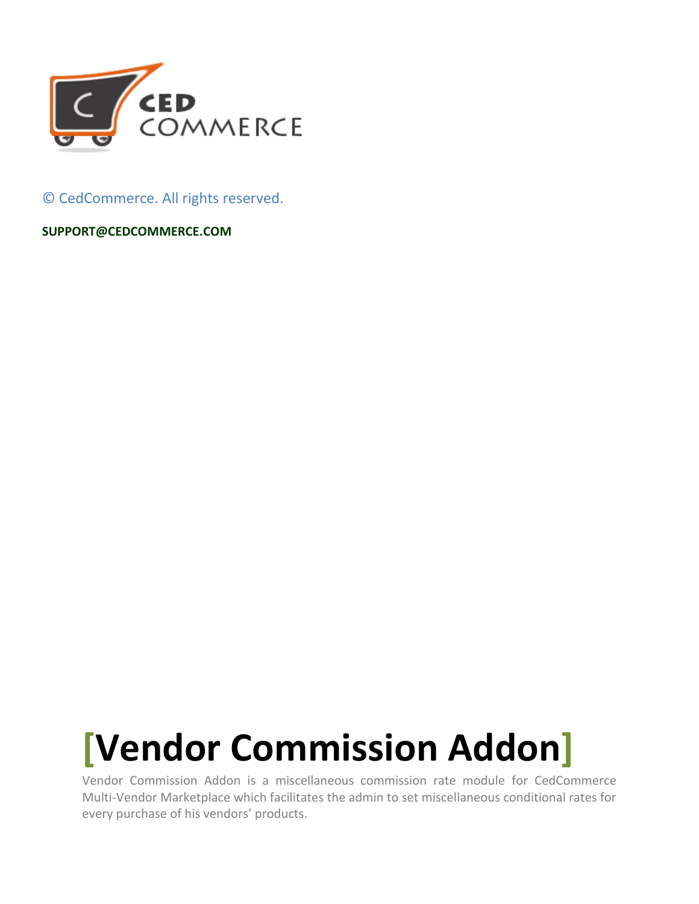© CedCommerce. All rights reserved.

**SUPPORT@CEDCOMMERCE.COM**

# [Vendor Commission Addon]

Vendor Commission Addon is a miscellaneous commission rate module for CedCommerce Multi-Vendor Marketplace which facilitates the admin to set miscellaneous conditional rates for every purchase of his vendors' products.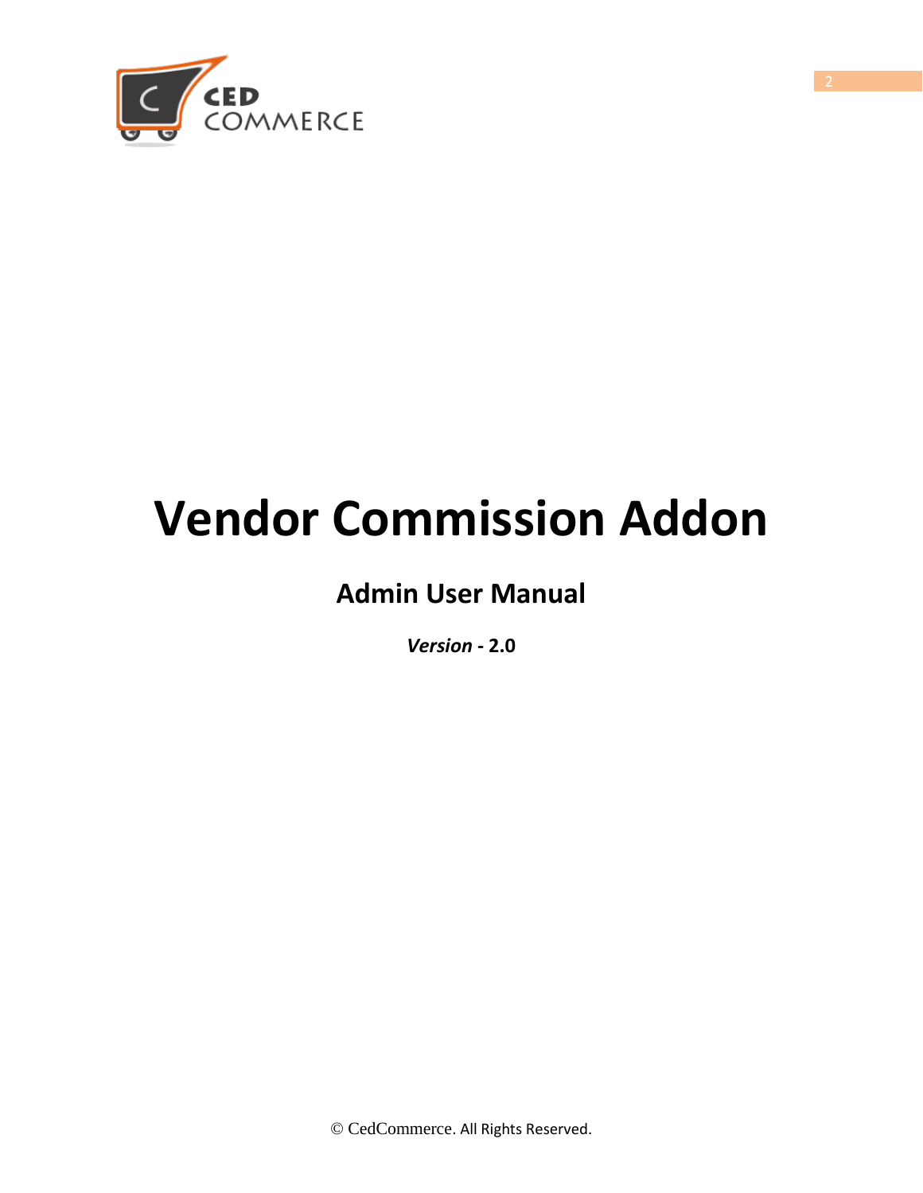# Vendor Commission Addon

## Admin User Manual

***Version*** **- 2.0**

© CedCommerce. All Rights Reserved.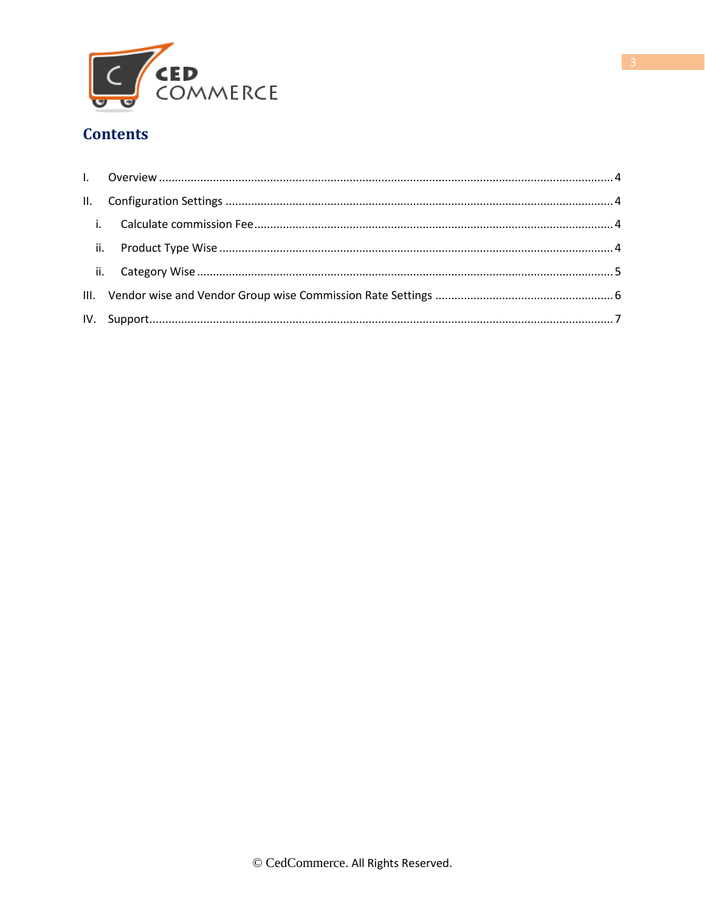# Contents

I. Overview ........................................................................................................................................... 4

II. Configuration Settings ....................................................................................................................... 4

  i. Calculate commission Fee .............................................................................................................. 4

  ii. Product Type Wise ........................................................................................................................ 4

  ii. Category Wise ............................................................................................................................... 5

III. Vendor wise and Vendor Group wise Commission Rate Settings ....................................................... 6

IV. Support ............................................................................................................................................... 7

© CedCommerce. All Rights Reserved.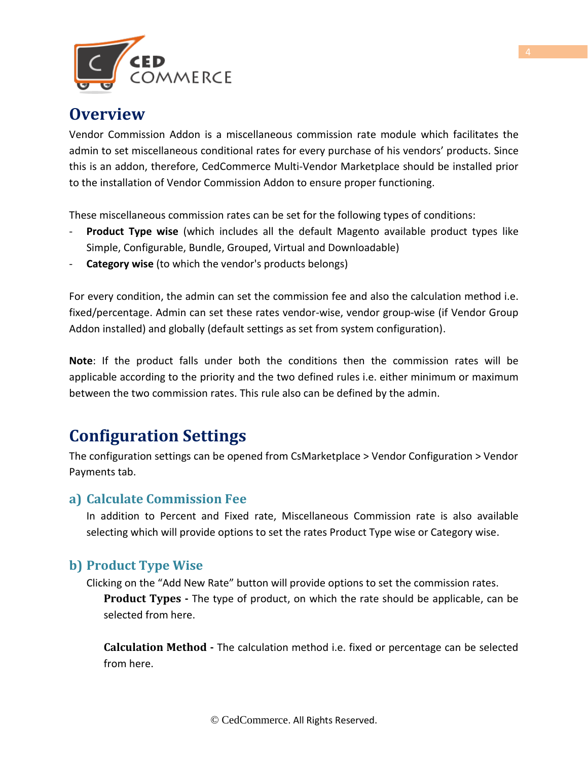## Overview

Vendor Commission Addon is a miscellaneous commission rate module which facilitates the admin to set miscellaneous conditional rates for every purchase of his vendors' products. Since this is an addon, therefore, CedCommerce Multi-Vendor Marketplace should be installed prior to the installation of Vendor Commission Addon to ensure proper functioning.

These miscellaneous commission rates can be set for the following types of conditions:

- **Product Type wise** (which includes all the default Magento available product types like Simple, Configurable, Bundle, Grouped, Virtual and Downloadable)
- **Category wise** (to which the vendor's products belongs)

For every condition, the admin can set the commission fee and also the calculation method i.e. fixed/percentage. Admin can set these rates vendor-wise, vendor group-wise (if Vendor Group Addon installed) and globally (default settings as set from system configuration).

**Note**: If the product falls under both the conditions then the commission rates will be applicable according to the priority and the two defined rules i.e. either minimum or maximum between the two commission rates. This rule also can be defined by the admin.

## Configuration Settings

The configuration settings can be opened from CsMarketplace > Vendor Configuration > Vendor Payments tab.

### a) Calculate Commission Fee

In addition to Percent and Fixed rate, Miscellaneous Commission rate is also available selecting which will provide options to set the rates Product Type wise or Category wise.

### b) Product Type Wise

Clicking on the "Add New Rate" button will provide options to set the commission rates.

**Product Types -** The type of product, on which the rate should be applicable, can be selected from here.

**Calculation Method -** The calculation method i.e. fixed or percentage can be selected from here.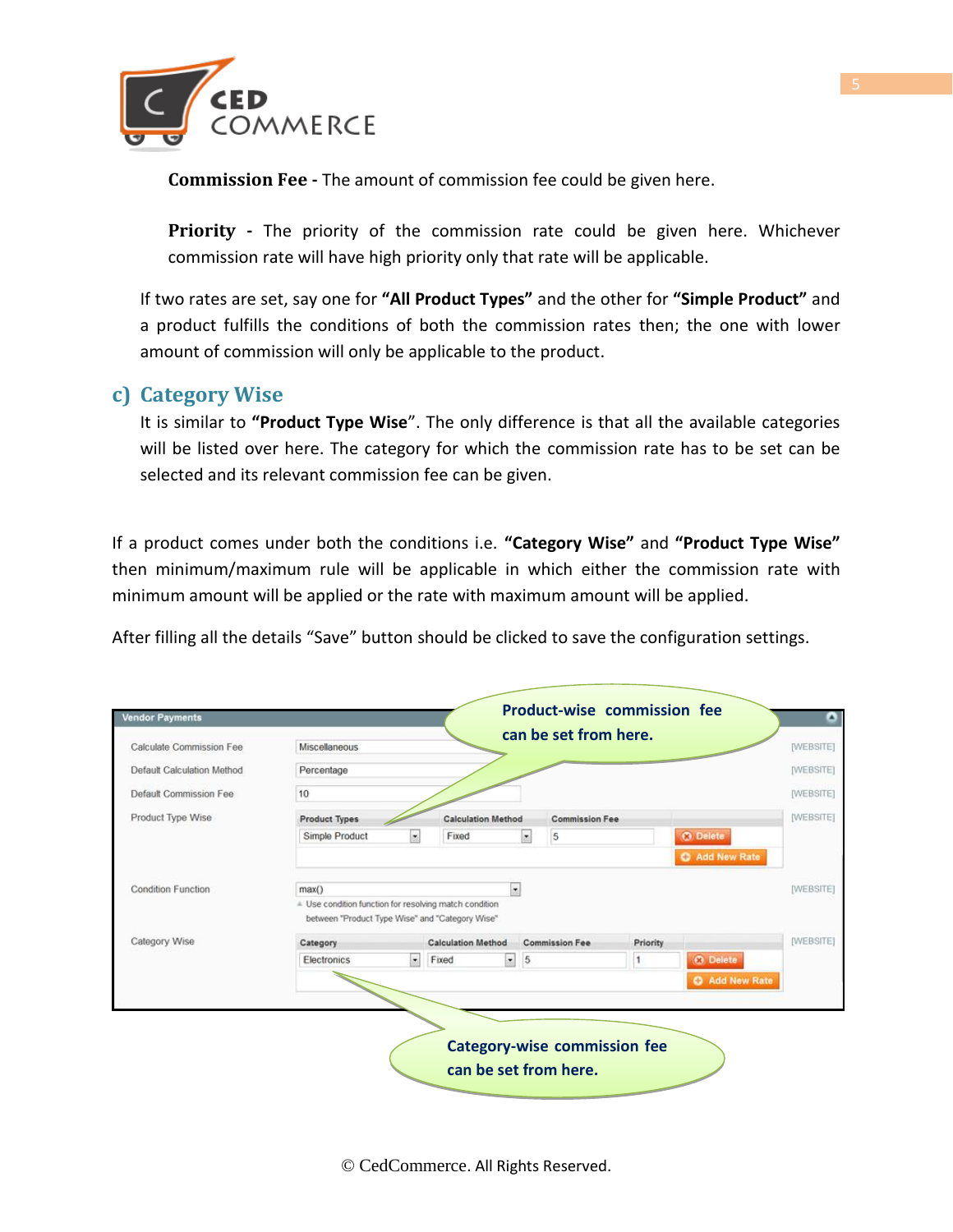**Commission Fee -** The amount of commission fee could be given here.

**Priority -** The priority of the commission rate could be given here. Whichever commission rate will have high priority only that rate will be applicable.

If two rates are set, say one for **"All Product Types"** and the other for **"Simple Product"** and a product fulfills the conditions of both the commission rates then; the one with lower amount of commission will only be applicable to the product.

## c) Category Wise

It is similar to **"Product Type Wise"**. The only difference is that all the available categories will be listed over here. The category for which the commission rate has to be set can be selected and its relevant commission fee can be given.

If a product comes under both the conditions i.e. **"Category Wise"** and **"Product Type Wise"** then minimum/maximum rule will be applicable in which either the commission rate with minimum amount will be applied or the rate with maximum amount will be applied.

After filling all the details "Save" button should be clicked to save the configuration settings.

Vendor Payments

| Setting | Value | Scope |
|---|---|---|
| Calculate Commission Fee | Miscellaneous | [WEBSITE] |
| Default Calculation Method | Percentage | [WEBSITE] |
| Default Commission Fee | 10 | [WEBSITE] |
| Product Type Wise | Product Types: Simple Product; Calculation Method: Fixed; Commission Fee: 5 (Delete / Add New Rate) | [WEBSITE] |
| Condition Function | max() — Use condition function for resolving match condition between "Product Type Wise" and "Category Wise" | [WEBSITE] |
| Category Wise | Category: Electronics; Calculation Method: Fixed; Commission Fee: 5; Priority: 1 (Delete / Add New Rate) | [WEBSITE] |

Product-wise commission fee can be set from here.

Category-wise commission fee can be set from here.

© CedCommerce. All Rights Reserved.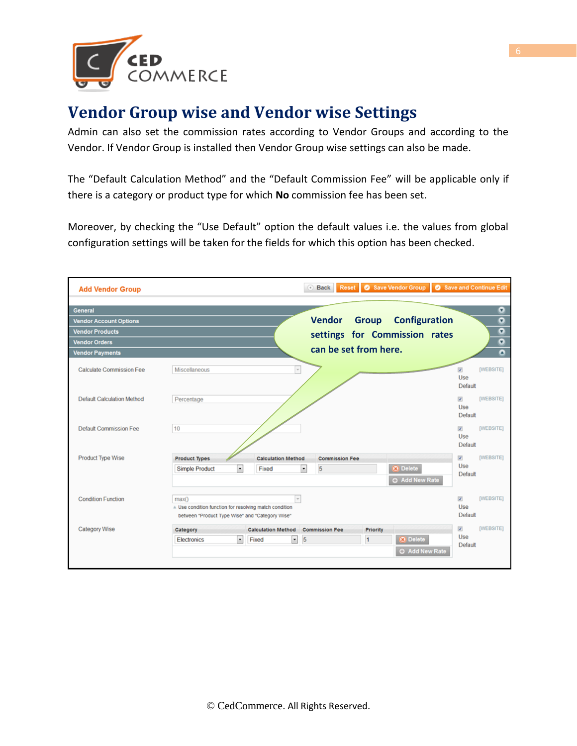# Vendor Group wise and Vendor wise Settings

Admin can also set the commission rates according to Vendor Groups and according to the Vendor. If Vendor Group is installed then Vendor Group wise settings can also be made.

The “Default Calculation Method” and the “Default Commission Fee” will be applicable only if there is a category or product type for which **No** commission fee has been set.

Moreover, by checking the “Use Default” option the default values i.e. the values from global configuration settings will be taken for the fields for which this option has been checked.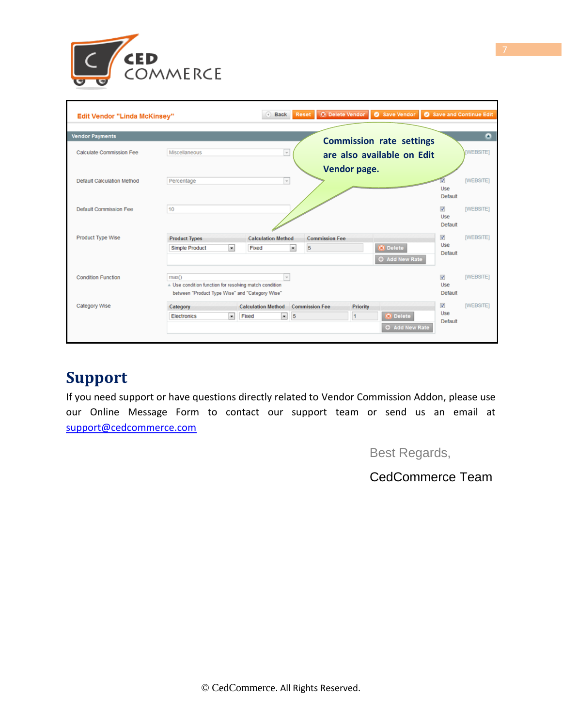## Support

If you need support or have questions directly related to Vendor Commission Addon, please use our Online Message Form to contact our support team or send us an email at support@cedcommerce.com

Best Regards,

CedCommerce Team

© CedCommerce. All Rights Reserved.